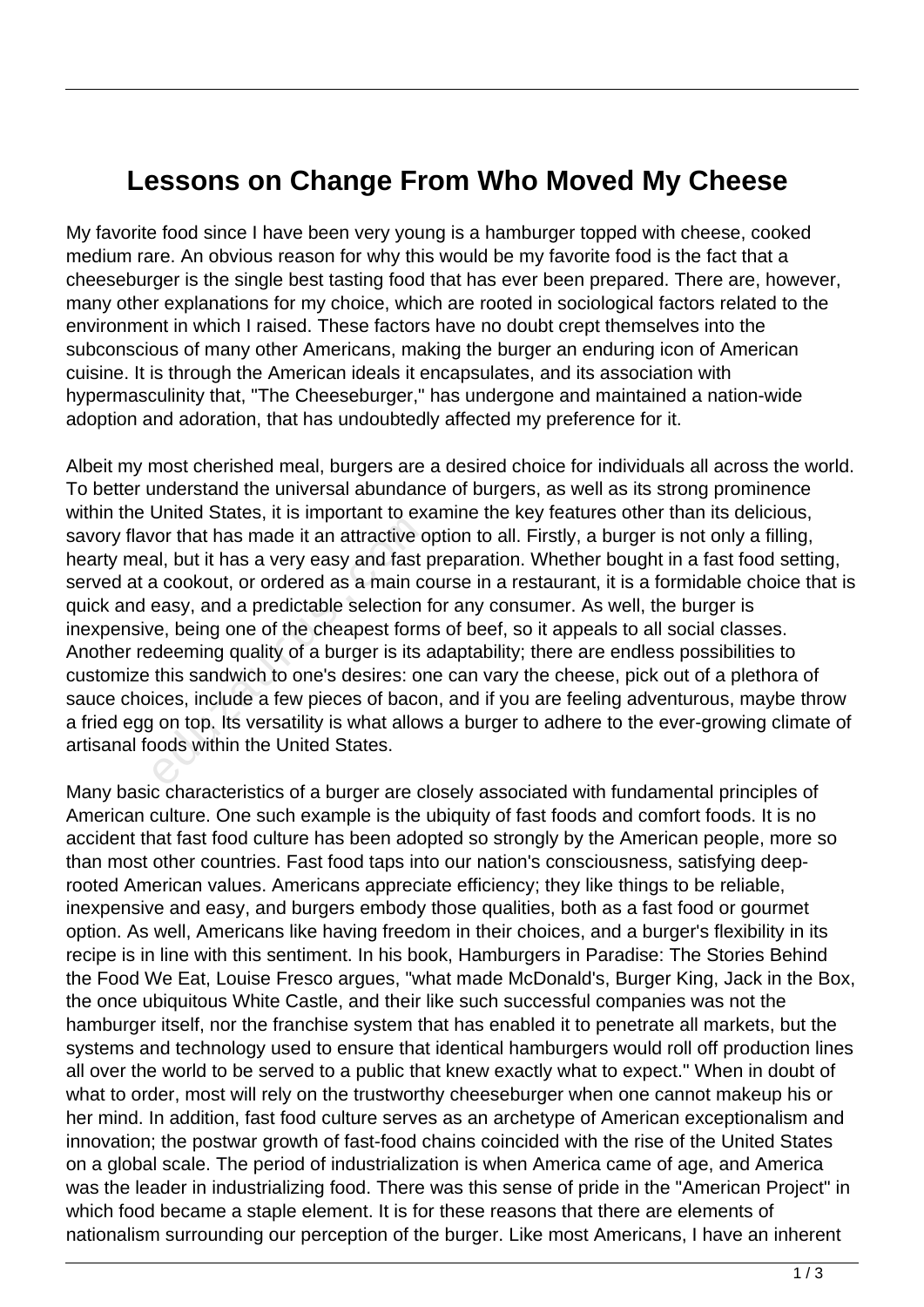# Lessons on Change From Who Moved My Cheese

My favorite food since I have been very young is a hamburger topped with cheese, cooked medium rare. An obvious reason for why this would be my favorite food is the fact that a cheeseburger is the single best tasting food that has ever been prepared. There are, however, many other explanations for my choice, which are rooted in sociological factors related to the environment in which I raised. These factors have no doubt crept themselves into the subconscious of many other Americans, making the burger an enduring icon of American cuisine. It is through the American ideals it encapsulates, and its association with hypermasculinity that, "The Cheeseburger," has undergone and maintained a nation-wide adoption and adoration, that has undoubtedly affected my preference for it.

Albeit my most cherished meal, burgers are a desired choice for individuals all across the world. To better understand the universal abundance of burgers, as well as its strong prominence within the United States, it is important to examine the key features other than its delicious, savory flavor that has made it an attractive option to all. Firstly, a burger is not only a filling, hearty meal, but it has a very easy and fast preparation. Whether bought in a fast food setting, served at a cookout, or ordered as a main course in a restaurant, it is a formidable choice that is quick and easy, and a predictable selection for any consumer. As well, the burger is inexpensive, being one of the cheapest forms of beef, so it appeals to all social classes. Another redeeming quality of a burger is its adaptability; there are endless possibilities to customize this sandwich to one's desires: one can vary the cheese, pick out of a plethora of sauce choices, include a few pieces of bacon, and if you are feeling adventurous, maybe throw a fried egg on top. Its versatility is what allows a burger to adhere to the ever-growing climate of artisanal foods within the United States.

Many basic characteristics of a burger are closely associated with fundamental principles of American culture. One such example is the ubiquity of fast foods and comfort foods. It is no accident that fast food culture has been adopted so strongly by the American people, more so than most other countries. Fast food taps into our nation's consciousness, satisfying deep-rooted American values. Americans appreciate efficiency; they like things to be reliable, inexpensive and easy, and burgers embody those qualities, both as a fast food or gourmet option. As well, Americans like having freedom in their choices, and a burger's flexibility in its recipe is in line with this sentiment. In his book, Hamburgers in Paradise: The Stories Behind the Food We Eat, Louise Fresco argues, "what made McDonald's, Burger King, Jack in the Box, the once ubiquitous White Castle, and their like such successful companies was not the hamburger itself, nor the franchise system that has enabled it to penetrate all markets, but the systems and technology used to ensure that identical hamburgers would roll off production lines all over the world to be served to a public that knew exactly what to expect." When in doubt of what to order, most will rely on the trustworthy cheeseburger when one cannot makeup his or her mind. In addition, fast food culture serves as an archetype of American exceptionalism and innovation; the postwar growth of fast-food chains coincided with the rise of the United States on a global scale. The period of industrialization is when America came of age, and America was the leader in industrializing food. There was this sense of pride in the "American Project" in which food became a staple element. It is for these reasons that there are elements of nationalism surrounding our perception of the burger. Like most Americans, I have an inherent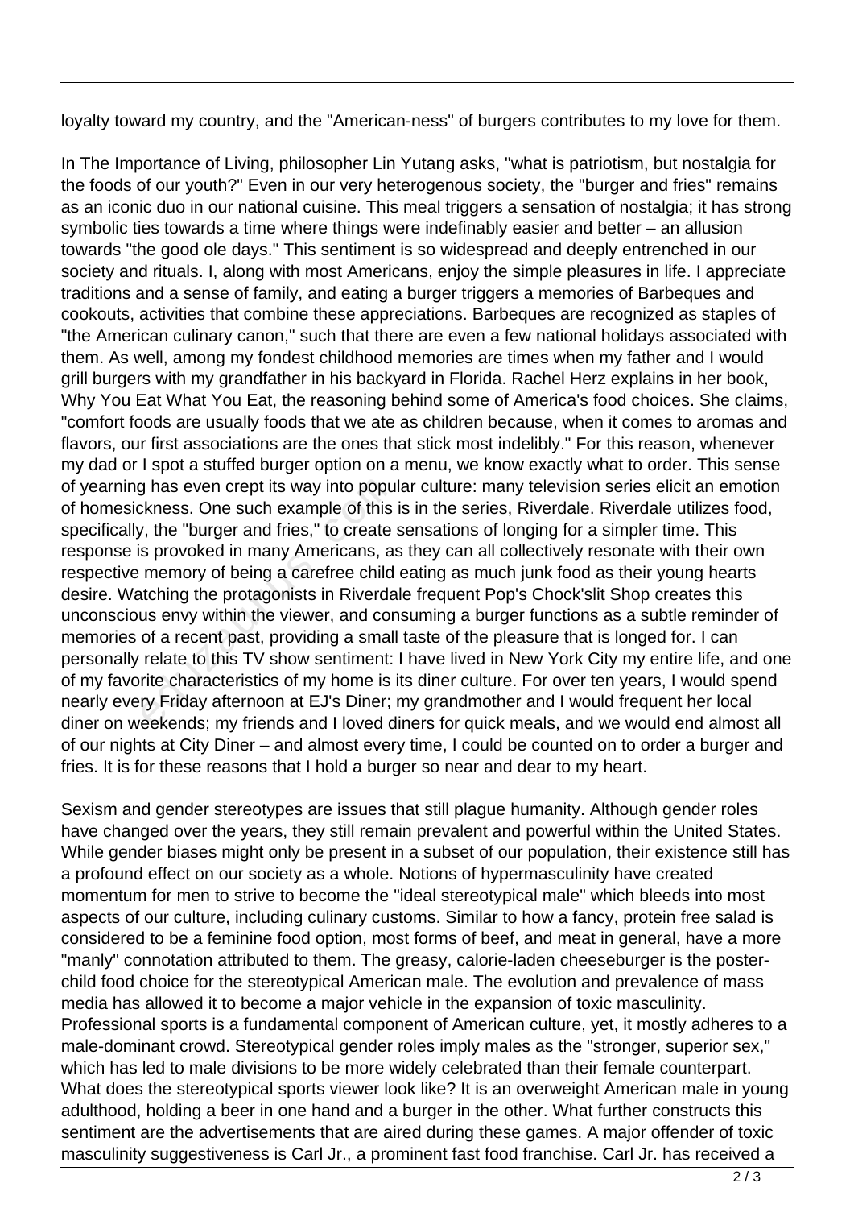loyalty toward my country, and the "American-ness" of burgers contributes to my love for them.

In The Importance of Living, philosopher Lin Yutang asks, "what is patriotism, but nostalgia for the foods of our youth?" Even in our very heterogenous society, the "burger and fries" remains as an iconic duo in our national cuisine. This meal triggers a sensation of nostalgia; it has strong symbolic ties towards a time where things were indefinably easier and better – an allusion towards "the good ole days." This sentiment is so widespread and deeply entrenched in our society and rituals. I, along with most Americans, enjoy the simple pleasures in life. I appreciate traditions and a sense of family, and eating a burger triggers a memories of Barbeques and cookouts, activities that combine these appreciations. Barbeques are recognized as staples of "the American culinary canon," such that there are even a few national holidays associated with them. As well, among my fondest childhood memories are times when my father and I would grill burgers with my grandfather in his backyard in Florida. Rachel Herz explains in her book, Why You Eat What You Eat, the reasoning behind some of America's food choices. She claims, "comfort foods are usually foods that we ate as children because, when it comes to aromas and flavors, our first associations are the ones that stick most indelibly." For this reason, whenever my dad or I spot a stuffed burger option on a menu, we know exactly what to order. This sense of yearning has even crept its way into popular culture: many television series elicit an emotion of homesickness. One such example of this is in the series, Riverdale. Riverdale utilizes food, specifically, the "burger and fries," to create sensations of longing for a simpler time. This response is provoked in many Americans, as they can all collectively resonate with their own respective memory of being a carefree child eating as much junk food as their young hearts desire. Watching the protagonists in Riverdale frequent Pop's Chock'slit Shop creates this unconscious envy within the viewer, and consuming a burger functions as a subtle reminder of memories of a recent past, providing a small taste of the pleasure that is longed for. I can personally relate to this TV show sentiment: I have lived in New York City my entire life, and one of my favorite characteristics of my home is its diner culture. For over ten years, I would spend nearly every Friday afternoon at EJ's Diner; my grandmother and I would frequent her local diner on weekends; my friends and I loved diners for quick meals, and we would end almost all of our nights at City Diner – and almost every time, I could be counted on to order a burger and fries. It is for these reasons that I hold a burger so near and dear to my heart.

Sexism and gender stereotypes are issues that still plague humanity. Although gender roles have changed over the years, they still remain prevalent and powerful within the United States. While gender biases might only be present in a subset of our population, their existence still has a profound effect on our society as a whole. Notions of hypermasculinity have created momentum for men to strive to become the "ideal stereotypical male" which bleeds into most aspects of our culture, including culinary customs. Similar to how a fancy, protein free salad is considered to be a feminine food option, most forms of beef, and meat in general, have a more "manly" connotation attributed to them. The greasy, calorie-laden cheeseburger is the poster-child food choice for the stereotypical American male. The evolution and prevalence of mass media has allowed it to become a major vehicle in the expansion of toxic masculinity. Professional sports is a fundamental component of American culture, yet, it mostly adheres to a male-dominant crowd. Stereotypical gender roles imply males as the "stronger, superior sex," which has led to male divisions to be more widely celebrated than their female counterpart. What does the stereotypical sports viewer look like? It is an overweight American male in young adulthood, holding a beer in one hand and a burger in the other. What further constructs this sentiment are the advertisements that are aired during these games. A major offender of toxic masculinity suggestiveness is Carl Jr., a prominent fast food franchise. Carl Jr. has received a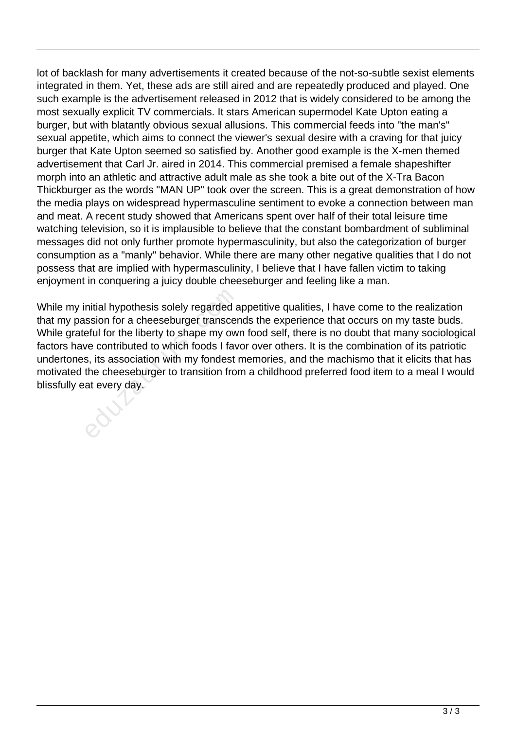lot of backlash for many advertisements it created because of the not-so-subtle sexist elements integrated in them. Yet, these ads are still aired and are repeatedly produced and played. One such example is the advertisement released in 2012 that is widely considered to be among the most sexually explicit TV commercials. It stars American supermodel Kate Upton eating a burger, but with blatantly obvious sexual allusions. This commercial feeds into "the man's" sexual appetite, which aims to connect the viewer's sexual desire with a craving for that juicy burger that Kate Upton seemed so satisfied by. Another good example is the X-men themed advertisement that Carl Jr. aired in 2014. This commercial premised a female shapeshifter morph into an athletic and attractive adult male as she took a bite out of the X-Tra Bacon Thickburger as the words "MAN UP" took over the screen. This is a great demonstration of how the media plays on widespread hypermasculine sentiment to evoke a connection between man and meat. A recent study showed that Americans spent over half of their total leisure time watching television, so it is implausible to believe that the constant bombardment of subliminal messages did not only further promote hypermasculinity, but also the categorization of burger consumption as a "manly" behavior. While there are many other negative qualities that I do not possess that are implied with hypermasculinity, I believe that I have fallen victim to taking enjoyment in conquering a juicy double cheeseburger and feeling like a man.

While my initial hypothesis solely regarded appetitive qualities, I have come to the realization that my passion for a cheeseburger transcends the experience that occurs on my taste buds. While grateful for the liberty to shape my own food self, there is no doubt that many sociological factors have contributed to which foods I favor over others. It is the combination of its patriotic undertones, its association with my fondest memories, and the machismo that it elicits that has motivated the cheeseburger to transition from a childhood preferred food item to a meal I would blissfully eat every day.